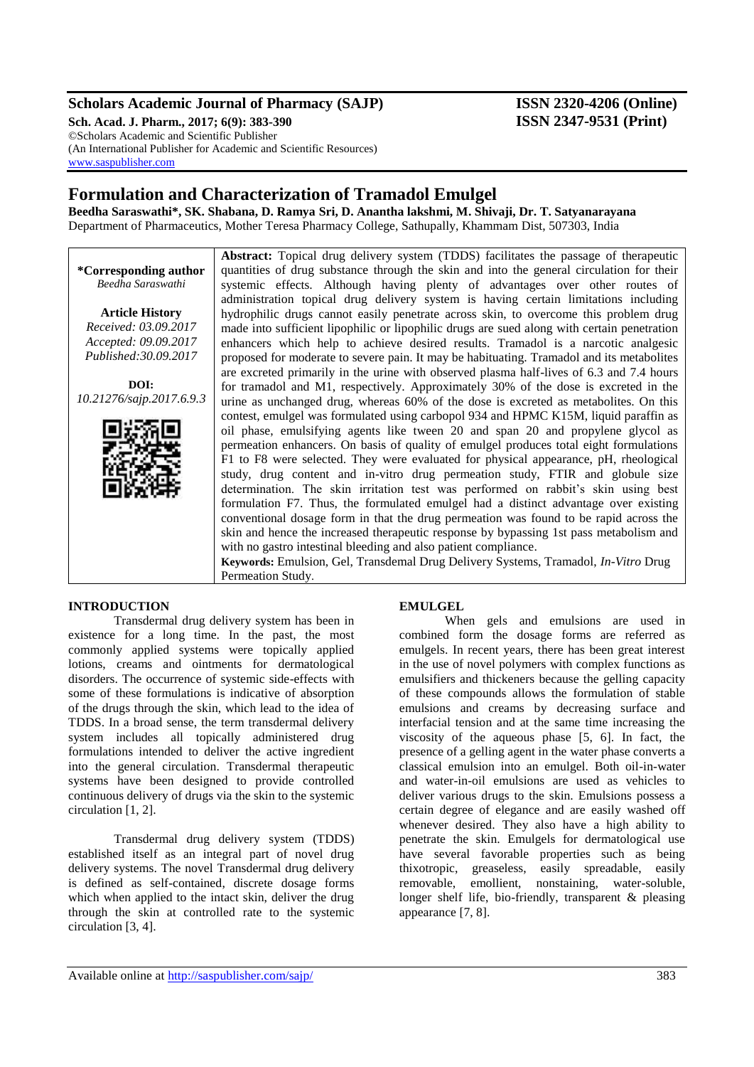# Formulation and Characterization of Tramadol Emulgel

**Beedha Saraswathi\*, SK. Shabana, D. Ramya Sri, D. Anantha lakshmi, M. Shivaji, Dr. T. Satyanarayana**
Department of Pharmaceutics, Mother Teresa Pharmacy College, Sathupally, Khammam Dist, 507303, India

**\*Corresponding author**
*Beedha Saraswathi*

**Article History**
*Received: 03.09.2017*
*Accepted: 09.09.2017*
*Published:30.09.2017*

**DOI:**
*10.21276/sajp.2017.6.9.3*

**Abstract:** Topical drug delivery system (TDDS) facilitates the passage of therapeutic quantities of drug substance through the skin and into the general circulation for their systemic effects. Although having plenty of advantages over other routes of administration topical drug delivery system is having certain limitations including hydrophilic drugs cannot easily penetrate across skin, to overcome this problem drug made into sufficient lipophilic or lipophilic drugs are sued along with certain penetration enhancers which help to achieve desired results. Tramadol is a narcotic analgesic proposed for moderate to severe pain. It may be habituating. Tramadol and its metabolites are excreted primarily in the urine with observed plasma half-lives of 6.3 and 7.4 hours for tramadol and M1, respectively. Approximately 30% of the dose is excreted in the urine as unchanged drug, whereas 60% of the dose is excreted as metabolites. On this contest, emulgel was formulated using carbopol 934 and HPMC K15M, liquid paraffin as oil phase, emulsifying agents like tween 20 and span 20 and propylene glycol as permeation enhancers. On basis of quality of emulgel produces total eight formulations F1 to F8 were selected. They were evaluated for physical appearance, pH, rheological study, drug content and in-vitro drug permeation study, FTIR and globule size determination. The skin irritation test was performed on rabbit's skin using best formulation F7. Thus, the formulated emulgel had a distinct advantage over existing conventional dosage form in that the drug permeation was found to be rapid across the skin and hence the increased therapeutic response by bypassing 1st pass metabolism and with no gastro intestinal bleeding and also patient compliance.

**Keywords:** Emulsion, Gel, Transdemal Drug Delivery Systems, Tramadol, *In-Vitro* Drug Permeation Study.

## INTRODUCTION

Transdermal drug delivery system has been in existence for a long time. In the past, the most commonly applied systems were topically applied lotions, creams and ointments for dermatological disorders. The occurrence of systemic side-effects with some of these formulations is indicative of absorption of the drugs through the skin, which lead to the idea of TDDS. In a broad sense, the term transdermal delivery system includes all topically administered drug formulations intended to deliver the active ingredient into the general circulation. Transdermal therapeutic systems have been designed to provide controlled continuous delivery of drugs via the skin to the systemic circulation [1, 2].

Transdermal drug delivery system (TDDS) established itself as an integral part of novel drug delivery systems. The novel Transdermal drug delivery is defined as self-contained, discrete dosage forms which when applied to the intact skin, deliver the drug through the skin at controlled rate to the systemic circulation [3, 4].

## EMULGEL

When gels and emulsions are used in combined form the dosage forms are referred as emulgels. In recent years, there has been great interest in the use of novel polymers with complex functions as emulsifiers and thickeners because the gelling capacity of these compounds allows the formulation of stable emulsions and creams by decreasing surface and interfacial tension and at the same time increasing the viscosity of the aqueous phase [5, 6]. In fact, the presence of a gelling agent in the water phase converts a classical emulsion into an emulgel. Both oil-in-water and water-in-oil emulsions are used as vehicles to deliver various drugs to the skin. Emulsions possess a certain degree of elegance and are easily washed off whenever desired. They also have a high ability to penetrate the skin. Emulgels for dermatological use have several favorable properties such as being thixotropic, greaseless, easily spreadable, easily removable, emollient, nonstaining, water-soluble, longer shelf life, bio-friendly, transparent & pleasing appearance [7, 8].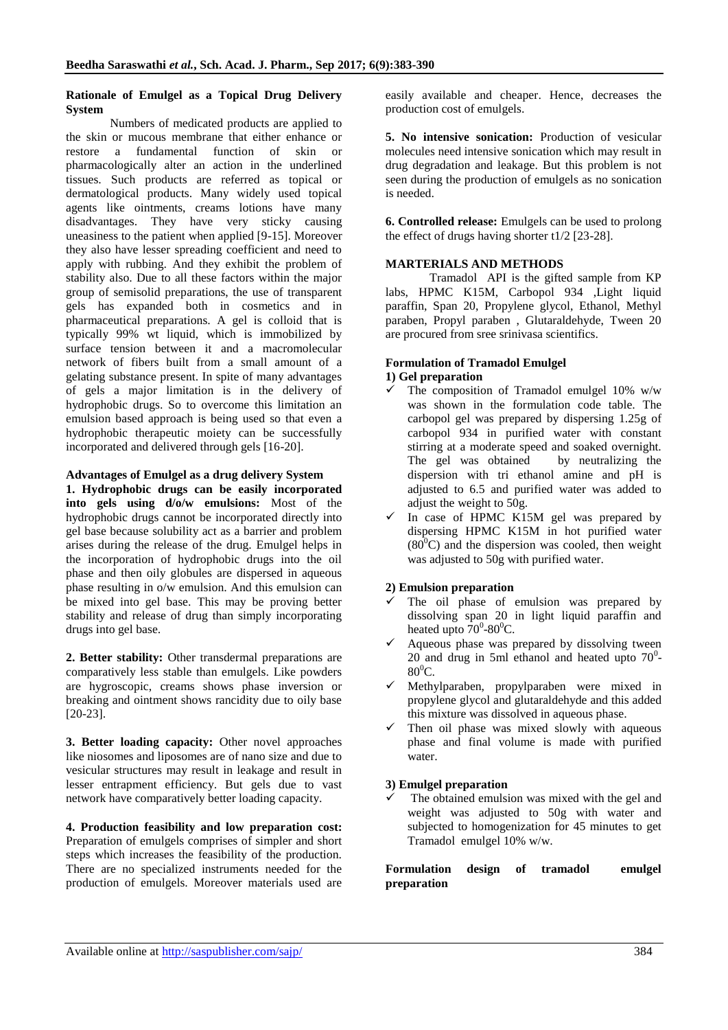**Rationale of Emulgel as a Topical Drug Delivery System**

Numbers of medicated products are applied to the skin or mucous membrane that either enhance or restore a fundamental function of skin or pharmacologically alter an action in the underlined tissues. Such products are referred as topical or dermatological products. Many widely used topical agents like ointments, creams lotions have many disadvantages. They have very sticky causing uneasiness to the patient when applied [9-15]. Moreover they also have lesser spreading coefficient and need to apply with rubbing. And they exhibit the problem of stability also. Due to all these factors within the major group of semisolid preparations, the use of transparent gels has expanded both in cosmetics and in pharmaceutical preparations. A gel is colloid that is typically 99% wt liquid, which is immobilized by surface tension between it and a macromolecular network of fibers built from a small amount of a gelating substance present. In spite of many advantages of gels a major limitation is in the delivery of hydrophobic drugs. So to overcome this limitation an emulsion based approach is being used so that even a hydrophobic therapeutic moiety can be successfully incorporated and delivered through gels [16-20].

**Advantages of Emulgel as a drug delivery System**

**1. Hydrophobic drugs can be easily incorporated into gels using d/o/w emulsions:** Most of the hydrophobic drugs cannot be incorporated directly into gel base because solubility act as a barrier and problem arises during the release of the drug. Emulgel helps in the incorporation of hydrophobic drugs into the oil phase and then oily globules are dispersed in aqueous phase resulting in o/w emulsion. And this emulsion can be mixed into gel base. This may be proving better stability and release of drug than simply incorporating drugs into gel base.

**2. Better stability:** Other transdermal preparations are comparatively less stable than emulgels. Like powders are hygroscopic, creams shows phase inversion or breaking and ointment shows rancidity due to oily base [20-23].

**3. Better loading capacity:** Other novel approaches like niosomes and liposomes are of nano size and due to vesicular structures may result in leakage and result in lesser entrapment efficiency. But gels due to vast network have comparatively better loading capacity.

**4. Production feasibility and low preparation cost:** Preparation of emulgels comprises of simpler and short steps which increases the feasibility of the production. There are no specialized instruments needed for the production of emulgels. Moreover materials used are easily available and cheaper. Hence, decreases the production cost of emulgels.

**5. No intensive sonication:** Production of vesicular molecules need intensive sonication which may result in drug degradation and leakage. But this problem is not seen during the production of emulgels as no sonication is needed.

**6. Controlled release:** Emulgels can be used to prolong the effect of drugs having shorter t1/2 [23-28].

## MARTERIALS AND METHODS

Tramadol API is the gifted sample from KP labs, HPMC K15M, Carbopol 934 ,Light liquid paraffin, Span 20, Propylene glycol, Ethanol, Methyl paraben, Propyl paraben , Glutaraldehyde, Tween 20 are procured from sree srinivasa scientifics.

### Formulation of Tramadol Emulgel

**1) Gel preparation**

- ✓ The composition of Tramadol emulgel 10% w/w was shown in the formulation code table. The carbopol gel was prepared by dispersing 1.25g of carbopol 934 in purified water with constant stirring at a moderate speed and soaked overnight. The gel was obtained by neutralizing the dispersion with tri ethanol amine and pH is adjusted to 6.5 and purified water was added to adjust the weight to 50g.
- ✓ In case of HPMC K15M gel was prepared by dispersing HPMC K15M in hot purified water ($80^0$C) and the dispersion was cooled, then weight was adjusted to 50g with purified water.

**2) Emulsion preparation**

- ✓ The oil phase of emulsion was prepared by dissolving span 20 in light liquid paraffin and heated upto $70^0$-$80^0$C.
- ✓ Aqueous phase was prepared by dissolving tween 20 and drug in 5ml ethanol and heated upto $70^0$-$80^0$C.
- ✓ Methylparaben, propylparaben were mixed in propylene glycol and glutaraldehyde and this added this mixture was dissolved in aqueous phase.
- ✓ Then oil phase was mixed slowly with aqueous phase and final volume is made with purified water.

**3) Emulgel preparation**

- ✓ The obtained emulsion was mixed with the gel and weight was adjusted to 50g with water and subjected to homogenization for 45 minutes to get Tramadol emulgel 10% w/w.

**Formulation design of tramadol emulgel preparation**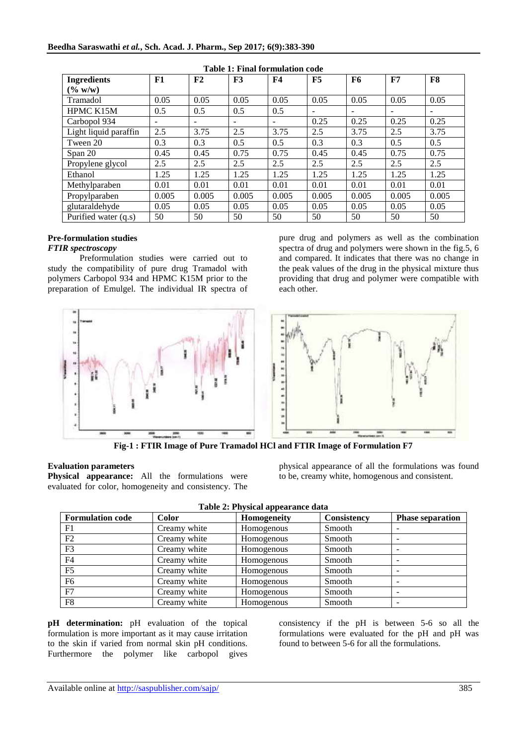**Table 1: Final formulation code**

| Ingredients (% w/w) | F1 | F2 | F3 | F4 | F5 | F6 | F7 | F8 |
|---|---|---|---|---|---|---|---|---|
| Tramadol | 0.05 | 0.05 | 0.05 | 0.05 | 0.05 | 0.05 | 0.05 | 0.05 |
| HPMC K15M | 0.5 | 0.5 | 0.5 | 0.5 | - | - | - | - |
| Carbopol 934 | - | - | - | - | 0.25 | 0.25 | 0.25 | 0.25 |
| Light liquid paraffin | 2.5 | 3.75 | 2.5 | 3.75 | 2.5 | 3.75 | 2.5 | 3.75 |
| Tween 20 | 0.3 | 0.3 | 0.5 | 0.5 | 0.3 | 0.3 | 0.5 | 0.5 |
| Span 20 | 0.45 | 0.45 | 0.75 | 0.75 | 0.45 | 0.45 | 0.75 | 0.75 |
| Propylene glycol | 2.5 | 2.5 | 2.5 | 2.5 | 2.5 | 2.5 | 2.5 | 2.5 |
| Ethanol | 1.25 | 1.25 | 1.25 | 1.25 | 1.25 | 1.25 | 1.25 | 1.25 |
| Methylparaben | 0.01 | 0.01 | 0.01 | 0.01 | 0.01 | 0.01 | 0.01 | 0.01 |
| Propylparaben | 0.005 | 0.005 | 0.005 | 0.005 | 0.005 | 0.005 | 0.005 | 0.005 |
| glutaraldehyde | 0.05 | 0.05 | 0.05 | 0.05 | 0.05 | 0.05 | 0.05 | 0.05 |
| Purified water (q.s) | 50 | 50 | 50 | 50 | 50 | 50 | 50 | 50 |

## Pre-formulation studies

### *FTIR spectroscopy*

Preformulation studies were carried out to study the compatibility of pure drug Tramadol with polymers Carbopol 934 and HPMC K15M prior to the preparation of Emulgel. The individual IR spectra of pure drug and polymers as well as the combination spectra of drug and polymers were shown in the fig.5, 6 and compared. It indicates that there was no change in the peak values of the drug in the physical mixture thus providing that drug and polymer were compatible with each other.

**Fig-1 : FTIR Image of Pure Tramadol HCl and FTIR Image of Formulation F7**

## Evaluation parameters

**Physical appearance:** All the formulations were evaluated for color, homogeneity and consistency. The physical appearance of all the formulations was found to be, creamy white, homogenous and consistent.

**Table 2: Physical appearance data**

| Formulation code | Color | Homogeneity | Consistency | Phase separation |
|---|---|---|---|---|
| F1 | Creamy white | Homogenous | Smooth | - |
| F2 | Creamy white | Homogenous | Smooth | - |
| F3 | Creamy white | Homogenous | Smooth | - |
| F4 | Creamy white | Homogenous | Smooth | - |
| F5 | Creamy white | Homogenous | Smooth | - |
| F6 | Creamy white | Homogenous | Smooth | - |
| F7 | Creamy white | Homogenous | Smooth | - |
| F8 | Creamy white | Homogenous | Smooth | - |

**pH determination:** pH evaluation of the topical formulation is more important as it may cause irritation to the skin if varied from normal skin pH conditions. Furthermore the polymer like carbopol gives consistency if the pH is between 5-6 so all the formulations were evaluated for the pH and pH was found to between 5-6 for all the formulations.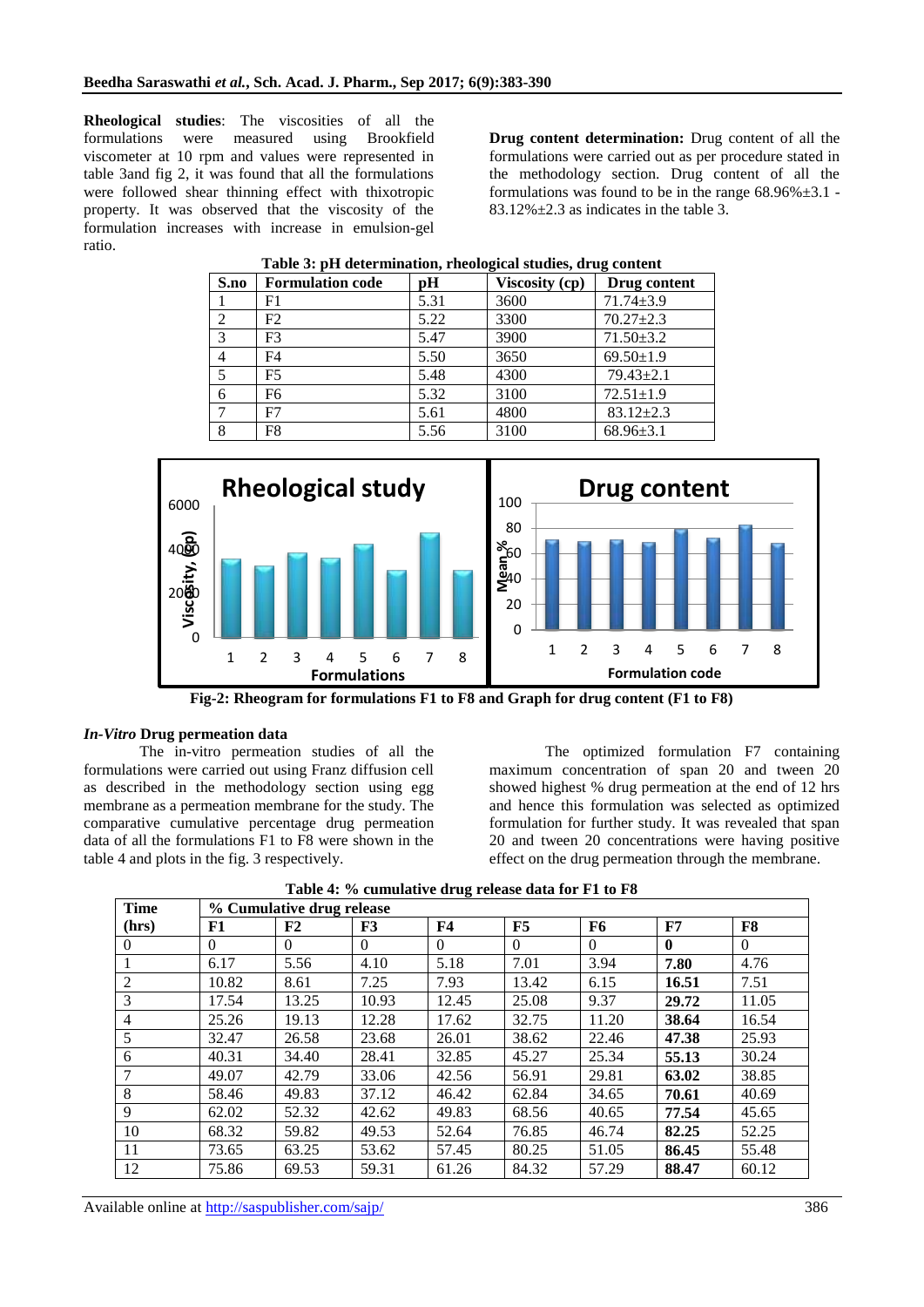**Rheological studies**: The viscosities of all the formulations were measured using Brookfield viscometer at 10 rpm and values were represented in table 3and fig 2, it was found that all the formulations were followed shear thinning effect with thixotropic property. It was observed that the viscosity of the formulation increases with increase in emulsion-gel ratio.

**Drug content determination:** Drug content of all the formulations were carried out as per procedure stated in the methodology section. Drug content of all the formulations was found to be in the range 68.96%±3.1 - 83.12%±2.3 as indicates in the table 3.

**Table 3: pH determination, rheological studies, drug content**

| S.no | Formulation code | pH | Viscosity (cp) | Drug content |
|---|---|---|---|---|
| 1 | F1 | 5.31 | 3600 | 71.74±3.9 |
| 2 | F2 | 5.22 | 3300 | 70.27±2.3 |
| 3 | F3 | 5.47 | 3900 | 71.50±3.2 |
| 4 | F4 | 5.50 | 3650 | 69.50±1.9 |
| 5 | F5 | 5.48 | 4300 | 79.43±2.1 |
| 6 | F6 | 5.32 | 3100 | 72.51±1.9 |
| 7 | F7 | 5.61 | 4800 | 83.12±2.3 |
| 8 | F8 | 5.56 | 3100 | 68.96±3.1 |

Rheological study
6000
4000
2000
0
Viscosity, (cp)
1 2 3 4 5 6 7 8
Formulations

Drug content
100
80
60
40
20
0
Mean %
1 2 3 4 5 6 7 8
Formulation code

**Fig-2: Rheogram for formulations F1 to F8 and Graph for drug content (F1 to F8)**

### *In-Vitro* Drug permeation data

The in-vitro permeation studies of all the formulations were carried out using Franz diffusion cell as described in the methodology section using egg membrane as a permeation membrane for the study. The comparative cumulative percentage drug permeation data of all the formulations F1 to F8 were shown in the table 4 and plots in the fig. 3 respectively.

The optimized formulation F7 containing maximum concentration of span 20 and tween 20 showed highest % drug permeation at the end of 12 hrs and hence this formulation was selected as optimized formulation for further study. It was revealed that span 20 and tween 20 concentrations were having positive effect on the drug permeation through the membrane.

**Table 4: % cumulative drug release data for F1 to F8**

| Time (hrs) | % Cumulative drug release | | | | | | | |
|---|---|---|---|---|---|---|---|---|
| | **F1** | **F2** | **F3** | **F4** | **F5** | **F6** | **F7** | **F8** |
| 0 | 0 | 0 | 0 | 0 | 0 | 0 | **0** | 0 |
| 1 | 6.17 | 5.56 | 4.10 | 5.18 | 7.01 | 3.94 | **7.80** | 4.76 |
| 2 | 10.82 | 8.61 | 7.25 | 7.93 | 13.42 | 6.15 | **16.51** | 7.51 |
| 3 | 17.54 | 13.25 | 10.93 | 12.45 | 25.08 | 9.37 | **29.72** | 11.05 |
| 4 | 25.26 | 19.13 | 12.28 | 17.62 | 32.75 | 11.20 | **38.64** | 16.54 |
| 5 | 32.47 | 26.58 | 23.68 | 26.01 | 38.62 | 22.46 | **47.38** | 25.93 |
| 6 | 40.31 | 34.40 | 28.41 | 32.85 | 45.27 | 25.34 | **55.13** | 30.24 |
| 7 | 49.07 | 42.79 | 33.06 | 42.56 | 56.91 | 29.81 | **63.02** | 38.85 |
| 8 | 58.46 | 49.83 | 37.12 | 46.42 | 62.84 | 34.65 | **70.61** | 40.69 |
| 9 | 62.02 | 52.32 | 42.62 | 49.83 | 68.56 | 40.65 | **77.54** | 45.65 |
| 10 | 68.32 | 59.82 | 49.53 | 52.64 | 76.85 | 46.74 | **82.25** | 52.25 |
| 11 | 73.65 | 63.25 | 53.62 | 57.45 | 80.25 | 51.05 | **86.45** | 55.48 |
| 12 | 75.86 | 69.53 | 59.31 | 61.26 | 84.32 | 57.29 | **88.47** | 60.12 |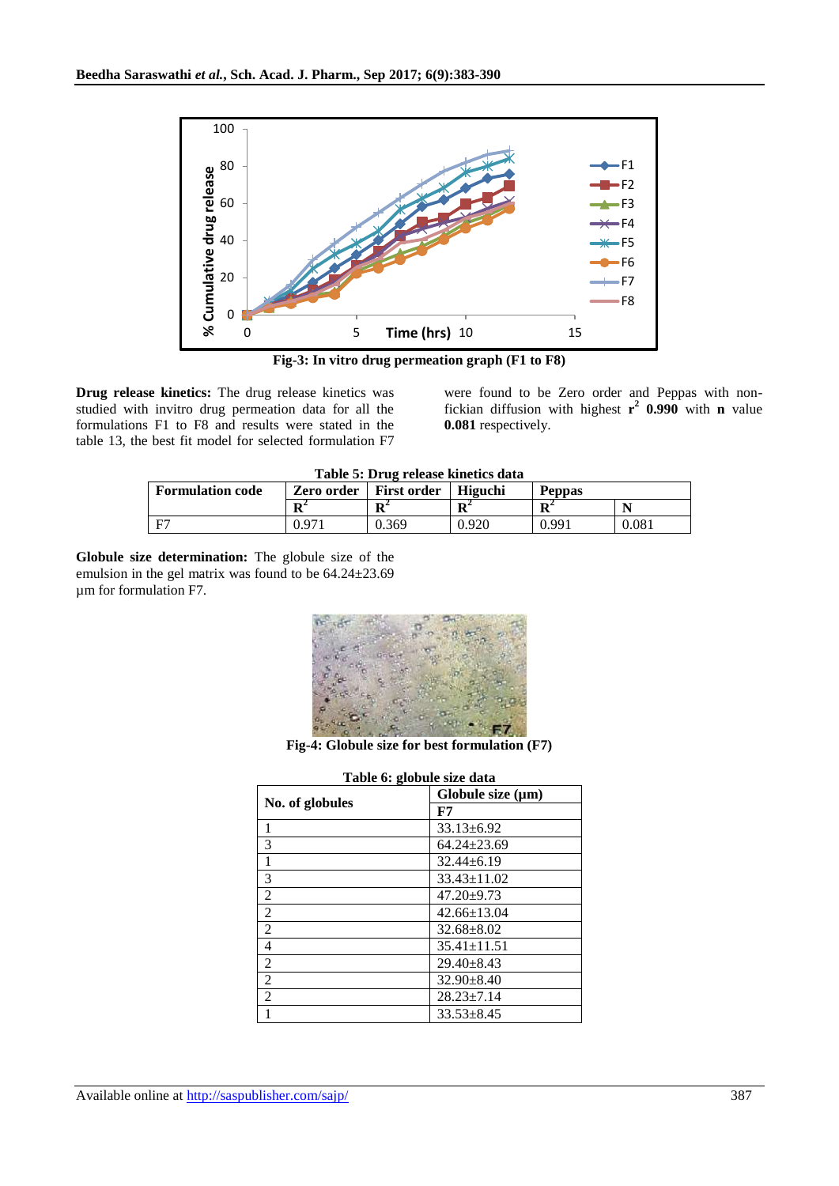Fig-3: In vitro drug permeation graph (F1 to F8)

**Drug release kinetics:** The drug release kinetics was studied with invitro drug permeation data for all the formulations F1 to F8 and results were stated in the table 13, the best fit model for selected formulation F7 were found to be Zero order and Peppas with non-fickian diffusion with highest $r^2$ **0.990** with **n** value **0.081** respectively.

**Table 5: Drug release kinetics data**

| Formulation code | Zero order | First order | Higuchi | Peppas | |
|---|---|---|---|---|---|
| | $R^2$ | $R^2$ | $R^2$ | $R^2$ | N |
| F7 | 0.971 | 0.369 | 0.920 | 0.991 | 0.081 |

**Globule size determination:** The globule size of the emulsion in the gel matrix was found to be 64.24±23.69 µm for formulation F7.

Fig-4: Globule size for best formulation (F7)

**Table 6: globule size data**

| No. of globules | Globule size (µm) |
|---|---|
| | F7 |
| 1 | 33.13±6.92 |
| 3 | 64.24±23.69 |
| 1 | 32.44±6.19 |
| 3 | 33.43±11.02 |
| 2 | 47.20±9.73 |
| 2 | 42.66±13.04 |
| 2 | 32.68±8.02 |
| 4 | 35.41±11.51 |
| 2 | 29.40±8.43 |
| 2 | 32.90±8.40 |
| 2 | 28.23±7.14 |
| 1 | 33.53±8.45 |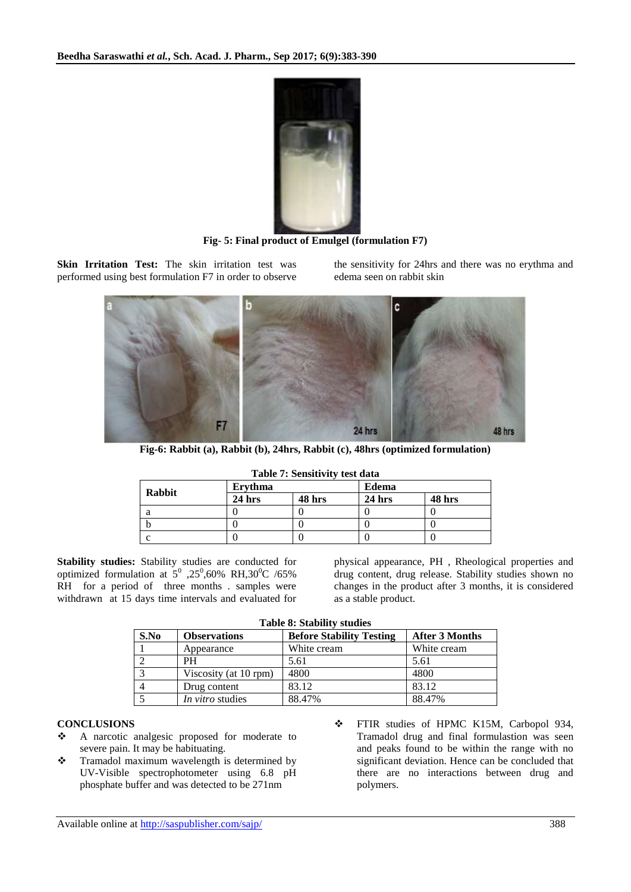Fig- 5: Final product of Emulgel (formulation F7)

**Skin Irritation Test:** The skin irritation test was performed using best formulation F7 in order to observe the sensitivity for 24hrs and there was no erythma and edema seen on rabbit skin

Fig-6: Rabbit (a), Rabbit (b), 24hrs, Rabbit (c), 48hrs (optimized formulation)

**Table 7: Sensitivity test data**

| Rabbit | Erythma | | Edema | |
|---|---|---|---|---|
| | 24 hrs | 48 hrs | 24 hrs | 48 hrs |
| a | 0 | 0 | 0 | 0 |
| b | 0 | 0 | 0 | 0 |
| c | 0 | 0 | 0 | 0 |

**Stability studies:** Stability studies are conducted for optimized formulation at $5^0$ ,$25^0$,60% RH,$30^0$C /65% RH for a period of three months . samples were withdrawn at 15 days time intervals and evaluated for physical appearance, PH , Rheological properties and drug content, drug release. Stability studies shown no changes in the product after 3 months, it is considered as a stable product.

**Table 8: Stability studies**

| S.No | Observations | Before Stability Testing | After 3 Months |
|---|---|---|---|
| 1 | Appearance | White cream | White cream |
| 2 | PH | 5.61 | 5.61 |
| 3 | Viscosity (at 10 rpm) | 4800 | 4800 |
| 4 | Drug content | 83.12 | 83.12 |
| 5 | *In vitro* studies | 88.47% | 88.47% |

## CONCLUSIONS

- A narcotic analgesic proposed for moderate to severe pain. It may be habituating.
- Tramadol maximum wavelength is determined by UV-Visible spectrophotometer using 6.8 pH phosphate buffer and was detected to be 271nm
- FTIR studies of HPMC K15M, Carbopol 934, Tramadol drug and final formulastion was seen and peaks found to be within the range with no significant deviation. Hence can be concluded that there are no interactions between drug and polymers.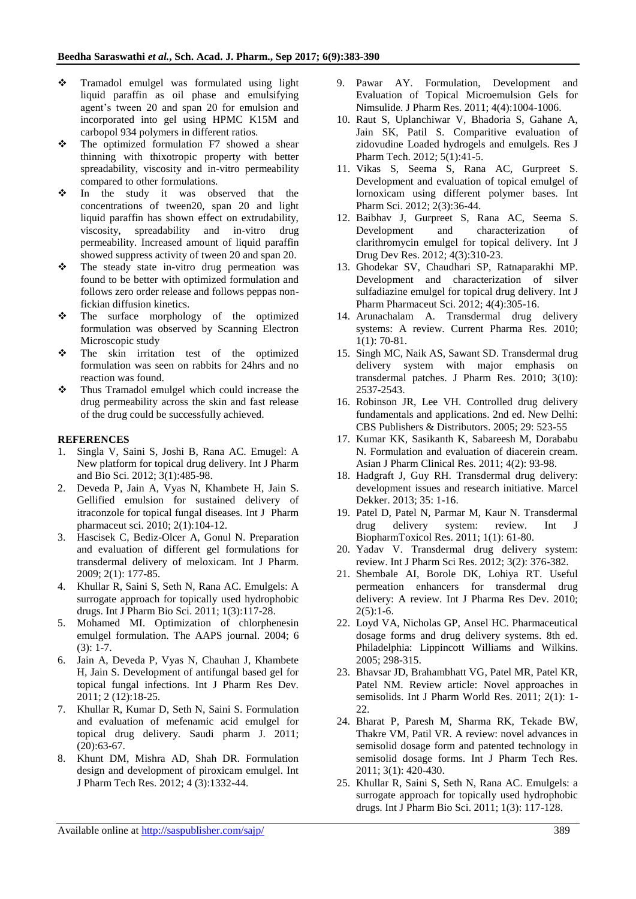- Tramadol emulgel was formulated using light liquid paraffin as oil phase and emulsifying agent's tween 20 and span 20 for emulsion and incorporated into gel using HPMC K15M and carbopol 934 polymers in different ratios.
- The optimized formulation F7 showed a shear thinning with thixotropic property with better spreadability, viscosity and in-vitro permeability compared to other formulations.
- In the study it was observed that the concentrations of tween20, span 20 and light liquid paraffin has shown effect on extrudability, viscosity, spreadability and in-vitro drug permeability. Increased amount of liquid paraffin showed suppress activity of tween 20 and span 20.
- The steady state in-vitro drug permeation was found to be better with optimized formulation and follows zero order release and follows peppas non-fickian diffusion kinetics.
- The surface morphology of the optimized formulation was observed by Scanning Electron Microscopic study
- The skin irritation test of the optimized formulation was seen on rabbits for 24hrs and no reaction was found.
- Thus Tramadol emulgel which could increase the drug permeability across the skin and fast release of the drug could be successfully achieved.

## REFERENCES

1. Singla V, Saini S, Joshi B, Rana AC. Emugel: A New platform for topical drug delivery. Int J Pharm and Bio Sci. 2012; 3(1):485-98.
2. Deveda P, Jain A, Vyas N, Khambete H, Jain S. Gellified emulsion for sustained delivery of itraconzole for topical fungal diseases. Int J Pharm pharmaceut sci. 2010; 2(1):104-12.
3. Hascisek C, Bediz-Olcer A, Gonul N. Preparation and evaluation of different gel formulations for transdermal delivery of meloxicam. Int J Pharm. 2009; 2(1): 177-85.
4. Khullar R, Saini S, Seth N, Rana AC. Emulgels: A surrogate approach for topically used hydrophobic drugs. Int J Pharm Bio Sci. 2011; 1(3):117-28.
5. Mohamed MI. Optimization of chlorphenesin emulgel formulation. The AAPS journal. 2004; 6 (3): 1-7.
6. Jain A, Deveda P, Vyas N, Chauhan J, Khambete H, Jain S. Development of antifungal based gel for topical fungal infections. Int J Pharm Res Dev. 2011; 2 (12):18-25.
7. Khullar R, Kumar D, Seth N, Saini S. Formulation and evaluation of mefenamic acid emulgel for topical drug delivery. Saudi pharm J. 2011; (20):63-67.
8. Khunt DM, Mishra AD, Shah DR. Formulation design and development of piroxicam emulgel. Int J Pharm Tech Res. 2012; 4 (3):1332-44.
9. Pawar AY. Formulation, Development and Evaluation of Topical Microemulsion Gels for Nimsulide. J Pharm Res. 2011; 4(4):1004-1006.
10. Raut S, Uplanchiwar V, Bhadoria S, Gahane A, Jain SK, Patil S. Comparitive evaluation of zidovudine Loaded hydrogels and emulgels. Res J Pharm Tech. 2012; 5(1):41-5.
11. Vikas S, Seema S, Rana AC, Gurpreet S. Development and evaluation of topical emulgel of lornoxicam using different polymer bases. Int Pharm Sci. 2012; 2(3):36-44.
12. Baibhav J, Gurpreet S, Rana AC, Seema S. Development and characterization of clarithromycin emulgel for topical delivery. Int J Drug Dev Res. 2012; 4(3):310-23.
13. Ghodekar SV, Chaudhari SP, Ratnaparakhi MP. Development and characterization of silver sulfadiazine emulgel for topical drug delivery. Int J Pharm Pharmaceut Sci. 2012; 4(4):305-16.
14. Arunachalam A. Transdermal drug delivery systems: A review. Current Pharma Res. 2010; 1(1): 70-81.
15. Singh MC, Naik AS, Sawant SD. Transdermal drug delivery system with major emphasis on transdermal patches. J Pharm Res. 2010; 3(10): 2537-2543.
16. Robinson JR, Lee VH. Controlled drug delivery fundamentals and applications. 2nd ed. New Delhi: CBS Publishers & Distributors. 2005; 29: 523-55
17. Kumar KK, Sasikanth K, Sabareesh M, Dorababu N. Formulation and evaluation of diacerein cream. Asian J Pharm Clinical Res. 2011; 4(2): 93-98.
18. Hadgraft J, Guy RH. Transdermal drug delivery: development issues and research initiative. Marcel Dekker. 2013; 35: 1-16.
19. Patel D, Patel N, Parmar M, Kaur N. Transdermal drug delivery system: review. Int J BiopharmToxicol Res. 2011; 1(1): 61-80.
20. Yadav V. Transdermal drug delivery system: review. Int J Pharm Sci Res. 2012; 3(2): 376-382.
21. Shembale AI, Borole DK, Lohiya RT. Useful permeation enhancers for transdermal drug delivery: A review. Int J Pharma Res Dev. 2010; 2(5):1-6.
22. Loyd VA, Nicholas GP, Ansel HC. Pharmaceutical dosage forms and drug delivery systems. 8th ed. Philadelphia: Lippincott Williams and Wilkins. 2005; 298-315.
23. Bhavsar JD, Brahambhatt VG, Patel MR, Patel KR, Patel NM. Review article: Novel approaches in semisolids. Int J Pharm World Res. 2011; 2(1): 1-22.
24. Bharat P, Paresh M, Sharma RK, Tekade BW, Thakre VM, Patil VR. A review: novel advances in semisolid dosage form and patented technology in semisolid dosage forms. Int J Pharm Tech Res. 2011; 3(1): 420-430.
25. Khullar R, Saini S, Seth N, Rana AC. Emulgels: a surrogate approach for topically used hydrophobic drugs. Int J Pharm Bio Sci. 2011; 1(3): 117-128.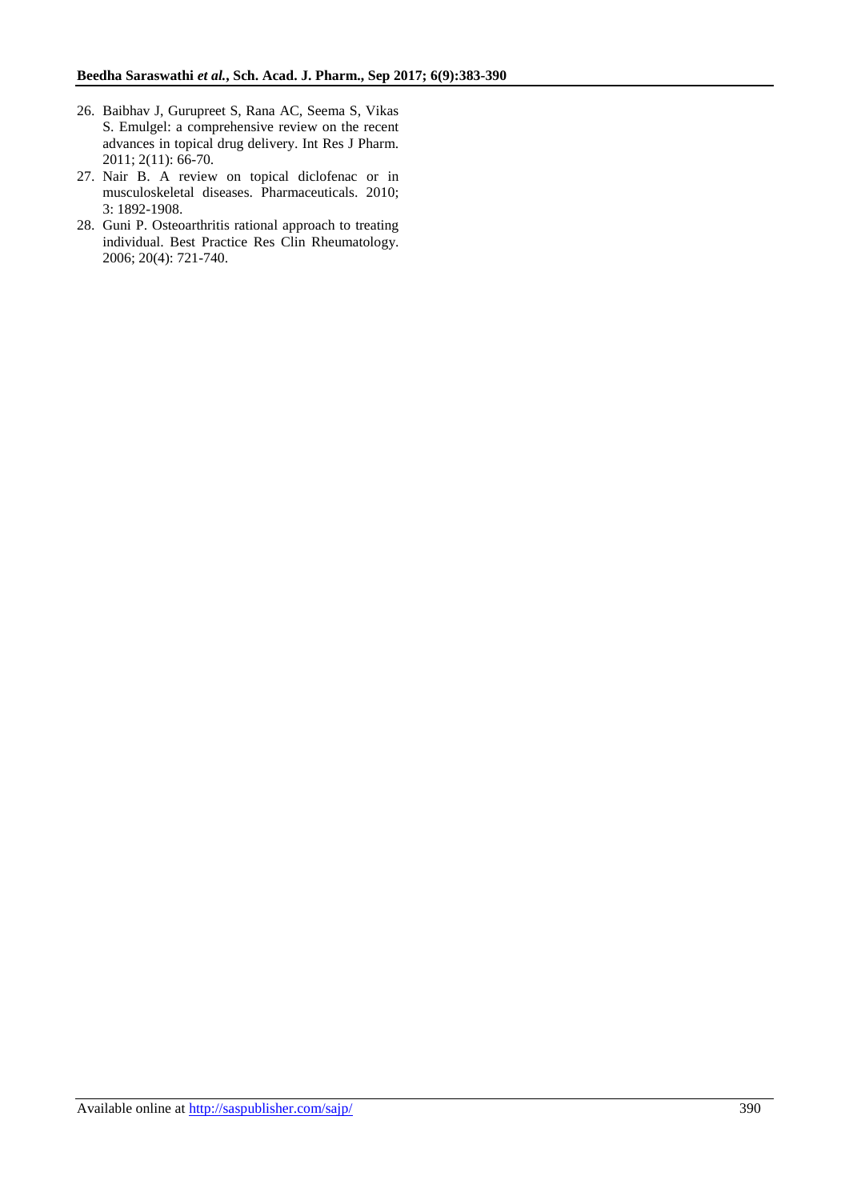26. Baibhav J, Gurupreet S, Rana AC, Seema S, Vikas S. Emulgel: a comprehensive review on the recent advances in topical drug delivery. Int Res J Pharm. 2011; 2(11): 66-70.
27. Nair B. A review on topical diclofenac or in musculoskeletal diseases. Pharmaceuticals. 2010; 3: 1892-1908.
28. Guni P. Osteoarthritis rational approach to treating individual. Best Practice Res Clin Rheumatology. 2006; 20(4): 721-740.